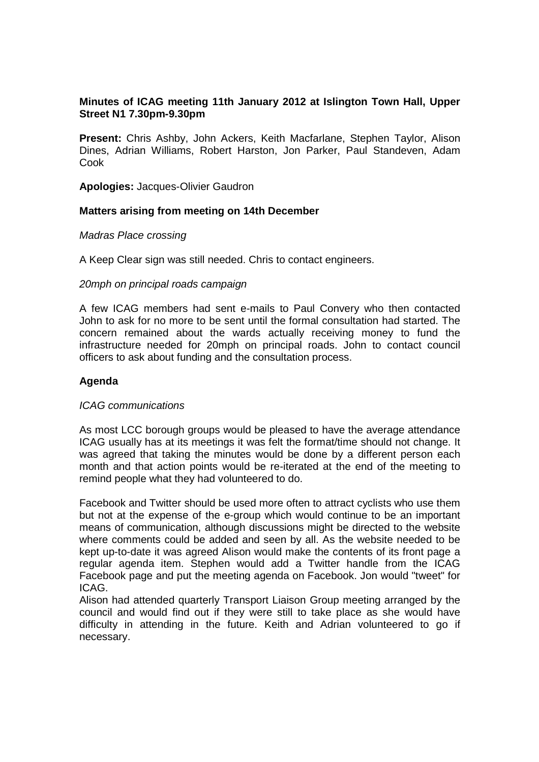**Minutes of ICAG meeting 11th January 2012 at Islington Town Hall, Upper Street N1 7.30pm-9.30pm**

**Present:** Chris Ashby, John Ackers, Keith Macfarlane, Stephen Taylor, Alison Dines, Adrian Williams, Robert Harston, Jon Parker, Paul Standeven, Adam Cook

**Apologies:** Jacques-Olivier Gaudron

**Matters arising from meeting on 14th December**

*Madras Place crossing*

A Keep Clear sign was still needed. Chris to contact engineers.

*20mph on principal roads campaign*

A few ICAG members had sent e-mails to Paul Convery who then contacted John to ask for no more to be sent until the formal consultation had started. The concern remained about the wards actually receiving money to fund the infrastructure needed for 20mph on principal roads. John to contact council officers to ask about funding and the consultation process.

**Agenda**

*ICAG communications*

As most LCC borough groups would be pleased to have the average attendance ICAG usually has at its meetings it was felt the format/time should not change. It was agreed that taking the minutes would be done by a different person each month and that action points would be re-iterated at the end of the meeting to remind people what they had volunteered to do.

Facebook and Twitter should be used more often to attract cyclists who use them but not at the expense of the e-group which would continue to be an important means of communication, although discussions might be directed to the website where comments could be added and seen by all. As the website needed to be kept up-to-date it was agreed Alison would make the contents of its front page a regular agenda item. Stephen would add a Twitter handle from the ICAG Facebook page and put the meeting agenda on Facebook. Jon would "tweet" for ICAG.

Alison had attended quarterly Transport Liaison Group meeting arranged by the council and would find out if they were still to take place as she would have difficulty in attending in the future. Keith and Adrian volunteered to go if necessary.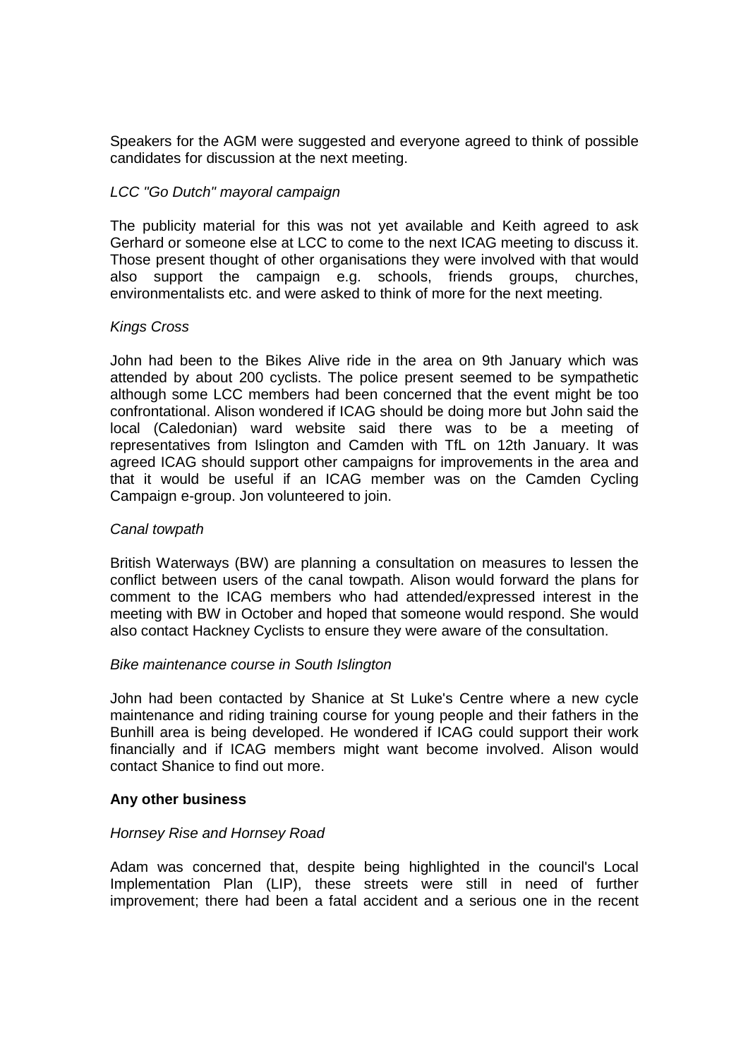Speakers for the AGM were suggested and everyone agreed to think of possible candidates for discussion at the next meeting.

*LCC "Go Dutch" mayoral campaign*

The publicity material for this was not yet available and Keith agreed to ask Gerhard or someone else at LCC to come to the next ICAG meeting to discuss it. Those present thought of other organisations they were involved with that would also support the campaign e.g. schools, friends groups, churches, environmentalists etc. and were asked to think of more for the next meeting.

*Kings Cross*

John had been to the Bikes Alive ride in the area on 9th January which was attended by about 200 cyclists. The police present seemed to be sympathetic although some LCC members had been concerned that the event might be too confrontational. Alison wondered if ICAG should be doing more but John said the local (Caledonian) ward website said there was to be a meeting of representatives from Islington and Camden with TfL on 12th January. It was agreed ICAG should support other campaigns for improvements in the area and that it would be useful if an ICAG member was on the Camden Cycling Campaign e-group. Jon volunteered to join.

*Canal towpath*

British Waterways (BW) are planning a consultation on measures to lessen the conflict between users of the canal towpath. Alison would forward the plans for comment to the ICAG members who had attended/expressed interest in the meeting with BW in October and hoped that someone would respond. She would also contact Hackney Cyclists to ensure they were aware of the consultation.

*Bike maintenance course in South Islington*

John had been contacted by Shanice at St Luke's Centre where a new cycle maintenance and riding training course for young people and their fathers in the Bunhill area is being developed. He wondered if ICAG could support their work financially and if ICAG members might want become involved. Alison would contact Shanice to find out more.

**Any other business**

*Hornsey Rise and Hornsey Road*

Adam was concerned that, despite being highlighted in the council's Local Implementation Plan (LIP), these streets were still in need of further improvement; there had been a fatal accident and a serious one in the recent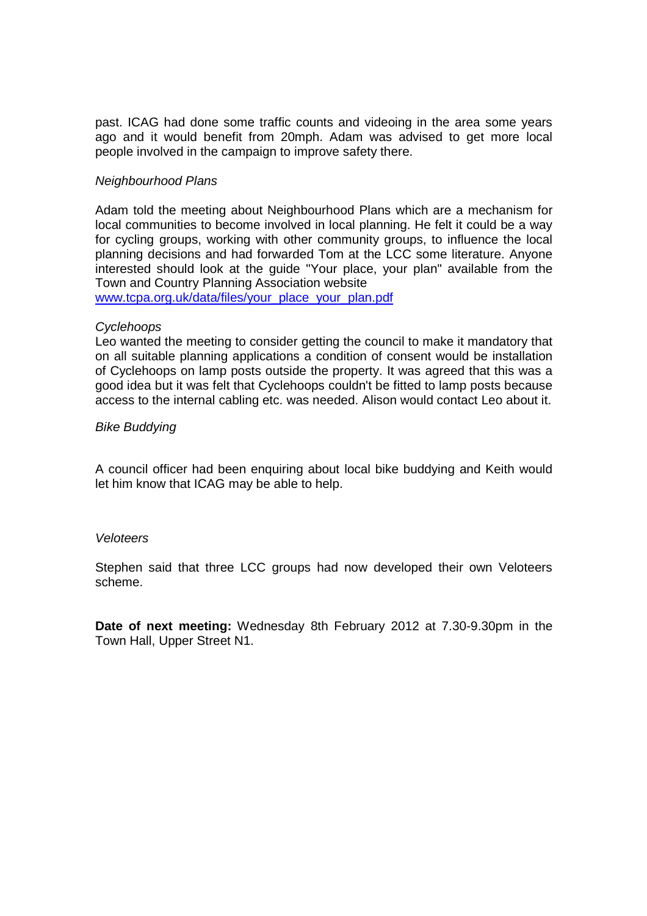past. ICAG had done some traffic counts and videoing in the area some years ago and it would benefit from 20mph. Adam was advised to get more local people involved in the campaign to improve safety there.

*Neighbourhood Plans*

Adam told the meeting about Neighbourhood Plans which are a mechanism for local communities to become involved in local planning. He felt it could be a way for cycling groups, working with other community groups, to influence the local planning decisions and had forwarded Tom at the LCC some literature. Anyone interested should look at the guide "Your place, your plan" available from the Town and Country Planning Association website
www.tcpa.org.uk/data/files/your_place_your_plan.pdf

*Cyclehoops*

Leo wanted the meeting to consider getting the council to make it mandatory that on all suitable planning applications a condition of consent would be installation of Cyclehoops on lamp posts outside the property. It was agreed that this was a good idea but it was felt that Cyclehoops couldn't be fitted to lamp posts because access to the internal cabling etc. was needed. Alison would contact Leo about it.

*Bike Buddying*

A council officer had been enquiring about local bike buddying and Keith would let him know that ICAG may be able to help.

*Veloteers*

Stephen said that three LCC groups had now developed their own Veloteers scheme.

**Date of next meeting:** Wednesday 8th February 2012 at 7.30-9.30pm in the Town Hall, Upper Street N1.